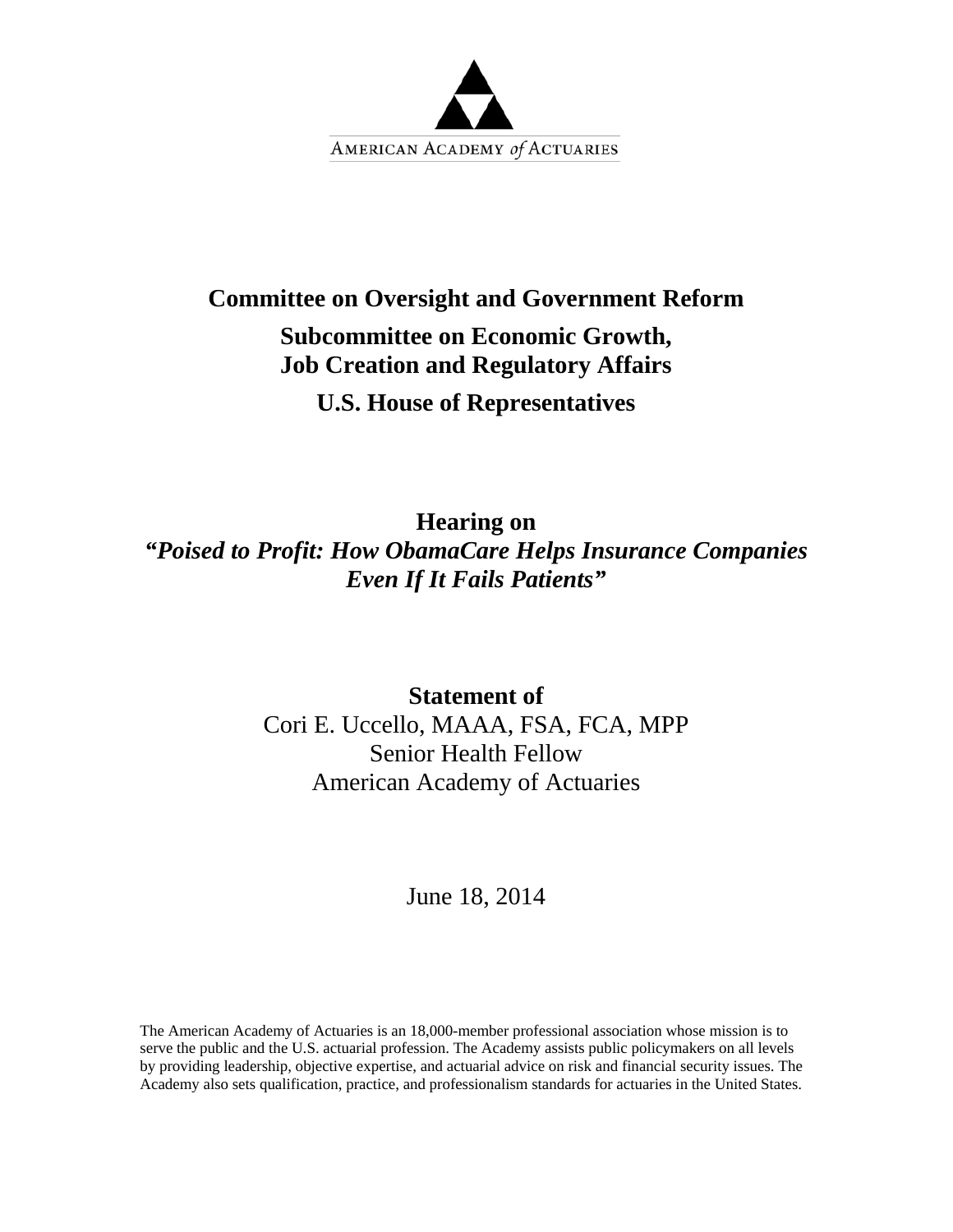AMERICAN ACADEMY *of* ACTUARIES

# Committee on Oversight and Government Reform

## Subcommittee on Economic Growth, Job Creation and Regulatory Affairs

## U.S. House of Representatives

## Hearing on *"Poised to Profit: How ObamaCare Helps Insurance Companies Even If It Fails Patients"*

**Statement of**

Cori E. Uccello, MAAA, FSA, FCA, MPP
Senior Health Fellow
American Academy of Actuaries

June 18, 2014

The American Academy of Actuaries is an 18,000-member professional association whose mission is to serve the public and the U.S. actuarial profession. The Academy assists public policymakers on all levels by providing leadership, objective expertise, and actuarial advice on risk and financial security issues. The Academy also sets qualification, practice, and professionalism standards for actuaries in the United States.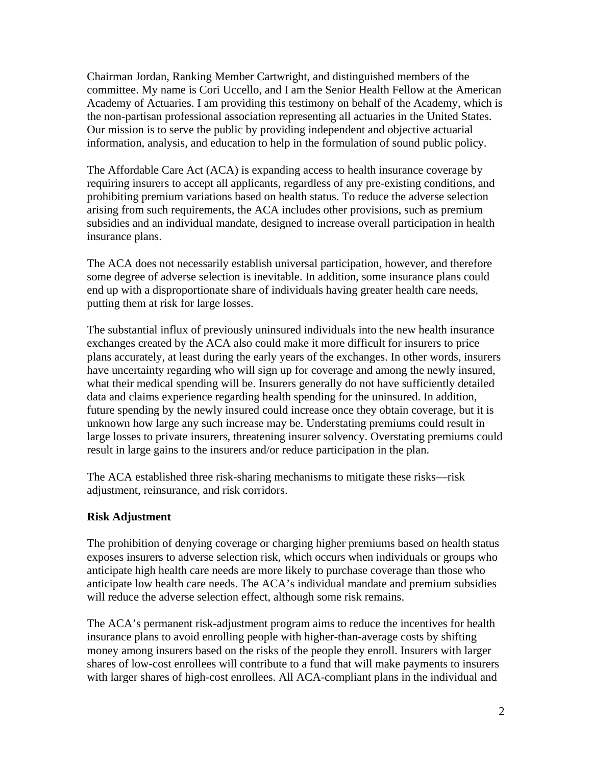Chairman Jordan, Ranking Member Cartwright, and distinguished members of the committee. My name is Cori Uccello, and I am the Senior Health Fellow at the American Academy of Actuaries. I am providing this testimony on behalf of the Academy, which is the non-partisan professional association representing all actuaries in the United States. Our mission is to serve the public by providing independent and objective actuarial information, analysis, and education to help in the formulation of sound public policy.

The Affordable Care Act (ACA) is expanding access to health insurance coverage by requiring insurers to accept all applicants, regardless of any pre-existing conditions, and prohibiting premium variations based on health status. To reduce the adverse selection arising from such requirements, the ACA includes other provisions, such as premium subsidies and an individual mandate, designed to increase overall participation in health insurance plans.

The ACA does not necessarily establish universal participation, however, and therefore some degree of adverse selection is inevitable. In addition, some insurance plans could end up with a disproportionate share of individuals having greater health care needs, putting them at risk for large losses.

The substantial influx of previously uninsured individuals into the new health insurance exchanges created by the ACA also could make it more difficult for insurers to price plans accurately, at least during the early years of the exchanges. In other words, insurers have uncertainty regarding who will sign up for coverage and among the newly insured, what their medical spending will be. Insurers generally do not have sufficiently detailed data and claims experience regarding health spending for the uninsured. In addition, future spending by the newly insured could increase once they obtain coverage, but it is unknown how large any such increase may be. Understating premiums could result in large losses to private insurers, threatening insurer solvency. Overstating premiums could result in large gains to the insurers and/or reduce participation in the plan.

The ACA established three risk-sharing mechanisms to mitigate these risks—risk adjustment, reinsurance, and risk corridors.

**Risk Adjustment**

The prohibition of denying coverage or charging higher premiums based on health status exposes insurers to adverse selection risk, which occurs when individuals or groups who anticipate high health care needs are more likely to purchase coverage than those who anticipate low health care needs. The ACA's individual mandate and premium subsidies will reduce the adverse selection effect, although some risk remains.

The ACA's permanent risk-adjustment program aims to reduce the incentives for health insurance plans to avoid enrolling people with higher-than-average costs by shifting money among insurers based on the risks of the people they enroll. Insurers with larger shares of low-cost enrollees will contribute to a fund that will make payments to insurers with larger shares of high-cost enrollees. All ACA-compliant plans in the individual and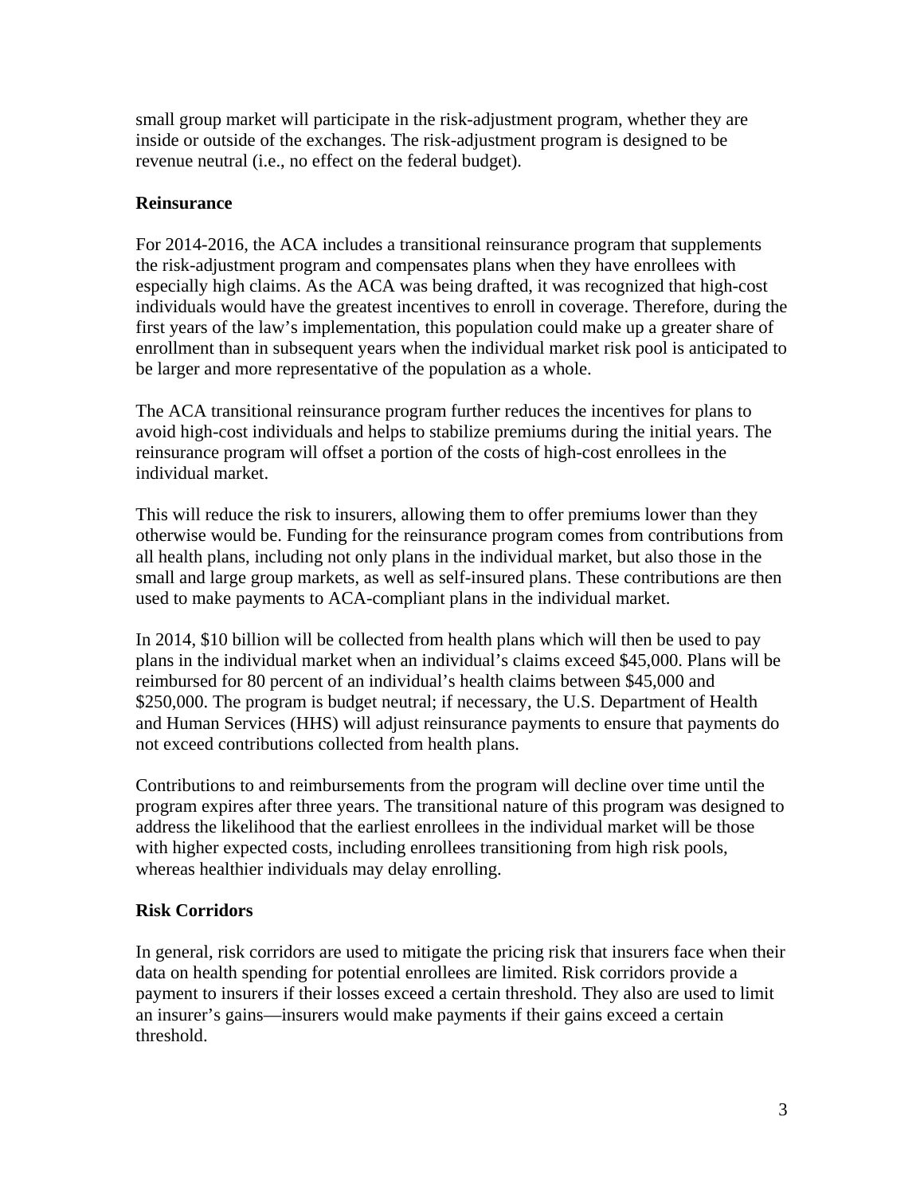small group market will participate in the risk-adjustment program, whether they are inside or outside of the exchanges. The risk-adjustment program is designed to be revenue neutral (i.e., no effect on the federal budget).

**Reinsurance**

For 2014-2016, the ACA includes a transitional reinsurance program that supplements the risk-adjustment program and compensates plans when they have enrollees with especially high claims. As the ACA was being drafted, it was recognized that high-cost individuals would have the greatest incentives to enroll in coverage. Therefore, during the first years of the law's implementation, this population could make up a greater share of enrollment than in subsequent years when the individual market risk pool is anticipated to be larger and more representative of the population as a whole.

The ACA transitional reinsurance program further reduces the incentives for plans to avoid high-cost individuals and helps to stabilize premiums during the initial years. The reinsurance program will offset a portion of the costs of high-cost enrollees in the individual market.

This will reduce the risk to insurers, allowing them to offer premiums lower than they otherwise would be. Funding for the reinsurance program comes from contributions from all health plans, including not only plans in the individual market, but also those in the small and large group markets, as well as self-insured plans. These contributions are then used to make payments to ACA-compliant plans in the individual market.

In 2014, $10 billion will be collected from health plans which will then be used to pay plans in the individual market when an individual's claims exceed $45,000. Plans will be reimbursed for 80 percent of an individual's health claims between $45,000 and $250,000. The program is budget neutral; if necessary, the U.S. Department of Health and Human Services (HHS) will adjust reinsurance payments to ensure that payments do not exceed contributions collected from health plans.

Contributions to and reimbursements from the program will decline over time until the program expires after three years. The transitional nature of this program was designed to address the likelihood that the earliest enrollees in the individual market will be those with higher expected costs, including enrollees transitioning from high risk pools, whereas healthier individuals may delay enrolling.

**Risk Corridors**

In general, risk corridors are used to mitigate the pricing risk that insurers face when their data on health spending for potential enrollees are limited. Risk corridors provide a payment to insurers if their losses exceed a certain threshold. They also are used to limit an insurer's gains—insurers would make payments if their gains exceed a certain threshold.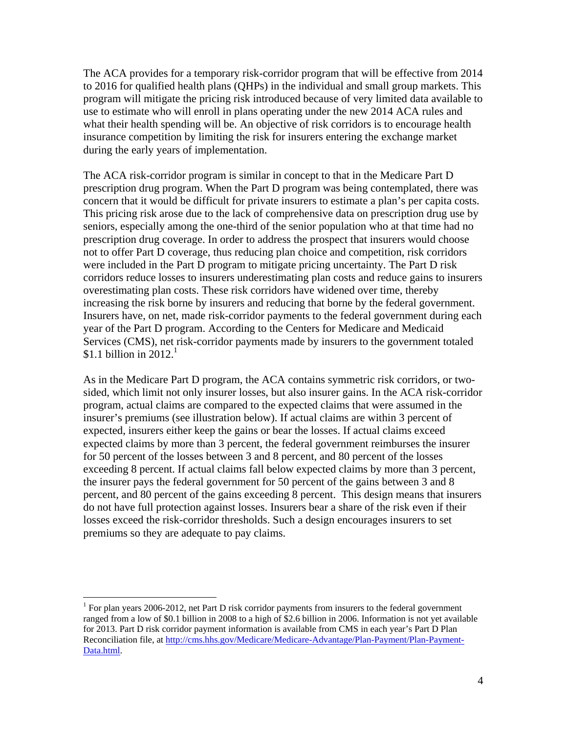The ACA provides for a temporary risk-corridor program that will be effective from 2014 to 2016 for qualified health plans (QHPs) in the individual and small group markets. This program will mitigate the pricing risk introduced because of very limited data available to use to estimate who will enroll in plans operating under the new 2014 ACA rules and what their health spending will be. An objective of risk corridors is to encourage health insurance competition by limiting the risk for insurers entering the exchange market during the early years of implementation.

The ACA risk-corridor program is similar in concept to that in the Medicare Part D prescription drug program. When the Part D program was being contemplated, there was concern that it would be difficult for private insurers to estimate a plan's per capita costs. This pricing risk arose due to the lack of comprehensive data on prescription drug use by seniors, especially among the one-third of the senior population who at that time had no prescription drug coverage. In order to address the prospect that insurers would choose not to offer Part D coverage, thus reducing plan choice and competition, risk corridors were included in the Part D program to mitigate pricing uncertainty. The Part D risk corridors reduce losses to insurers underestimating plan costs and reduce gains to insurers overestimating plan costs. These risk corridors have widened over time, thereby increasing the risk borne by insurers and reducing that borne by the federal government. Insurers have, on net, made risk-corridor payments to the federal government during each year of the Part D program. According to the Centers for Medicare and Medicaid Services (CMS), net risk-corridor payments made by insurers to the government totaled $1.1 billion in 2012.[1]

As in the Medicare Part D program, the ACA contains symmetric risk corridors, or two-sided, which limit not only insurer losses, but also insurer gains. In the ACA risk-corridor program, actual claims are compared to the expected claims that were assumed in the insurer's premiums (see illustration below). If actual claims are within 3 percent of expected, insurers either keep the gains or bear the losses. If actual claims exceed expected claims by more than 3 percent, the federal government reimburses the insurer for 50 percent of the losses between 3 and 8 percent, and 80 percent of the losses exceeding 8 percent. If actual claims fall below expected claims by more than 3 percent, the insurer pays the federal government for 50 percent of the gains between 3 and 8 percent, and 80 percent of the gains exceeding 8 percent. This design means that insurers do not have full protection against losses. Insurers bear a share of the risk even if their losses exceed the risk-corridor thresholds. Such a design encourages insurers to set premiums so they are adequate to pay claims.

---

[1] For plan years 2006-2012, net Part D risk corridor payments from insurers to the federal government ranged from a low of $0.1 billion in 2008 to a high of $2.6 billion in 2006. Information is not yet available for 2013. Part D risk corridor payment information is available from CMS in each year's Part D Plan Reconciliation file, at http://cms.hhs.gov/Medicare/Medicare-Advantage/Plan-Payment/Plan-Payment-Data.html.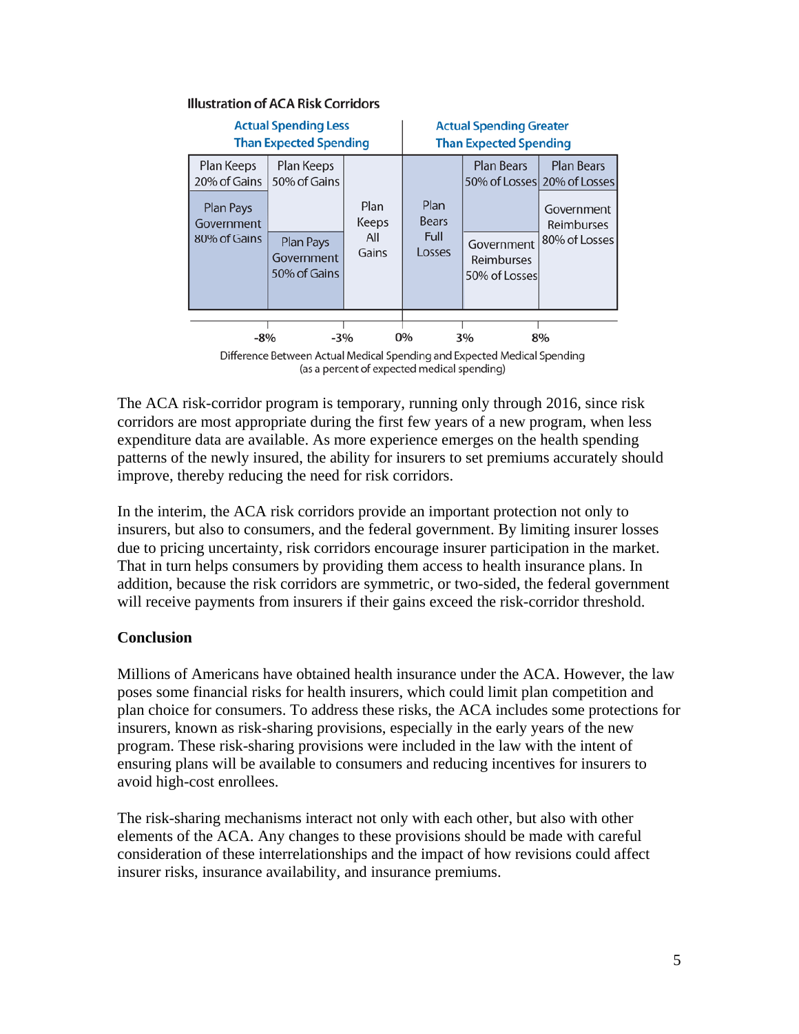Illustration of ACA Risk Corridors

Actual Spending Less Than Expected Spending

Actual Spending Greater Than Expected Spending

Plan Keeps 20% of Gains

Plan Pays Government 80% of Gains

Plan Keeps 50% of Gains

Plan Pays Government 50% of Gains

Plan Keeps All Gains

Plan Bears Full Losses

Plan Bears 50% of Losses

Government Reimburses 50% of Losses

Plan Bears 20% of Losses

Government Reimburses 80% of Losses

-8%

-3%

0%

3%

8%

Difference Between Actual Medical Spending and Expected Medical Spending (as a percent of expected medical spending)

The ACA risk-corridor program is temporary, running only through 2016, since risk corridors are most appropriate during the first few years of a new program, when less expenditure data are available. As more experience emerges on the health spending patterns of the newly insured, the ability for insurers to set premiums accurately should improve, thereby reducing the need for risk corridors.

In the interim, the ACA risk corridors provide an important protection not only to insurers, but also to consumers, and the federal government. By limiting insurer losses due to pricing uncertainty, risk corridors encourage insurer participation in the market. That in turn helps consumers by providing them access to health insurance plans. In addition, because the risk corridors are symmetric, or two-sided, the federal government will receive payments from insurers if their gains exceed the risk-corridor threshold.

**Conclusion**

Millions of Americans have obtained health insurance under the ACA. However, the law poses some financial risks for health insurers, which could limit plan competition and plan choice for consumers. To address these risks, the ACA includes some protections for insurers, known as risk-sharing provisions, especially in the early years of the new program. These risk-sharing provisions were included in the law with the intent of ensuring plans will be available to consumers and reducing incentives for insurers to avoid high-cost enrollees.

The risk-sharing mechanisms interact not only with each other, but also with other elements of the ACA. Any changes to these provisions should be made with careful consideration of these interrelationships and the impact of how revisions could affect insurer risks, insurance availability, and insurance premiums.